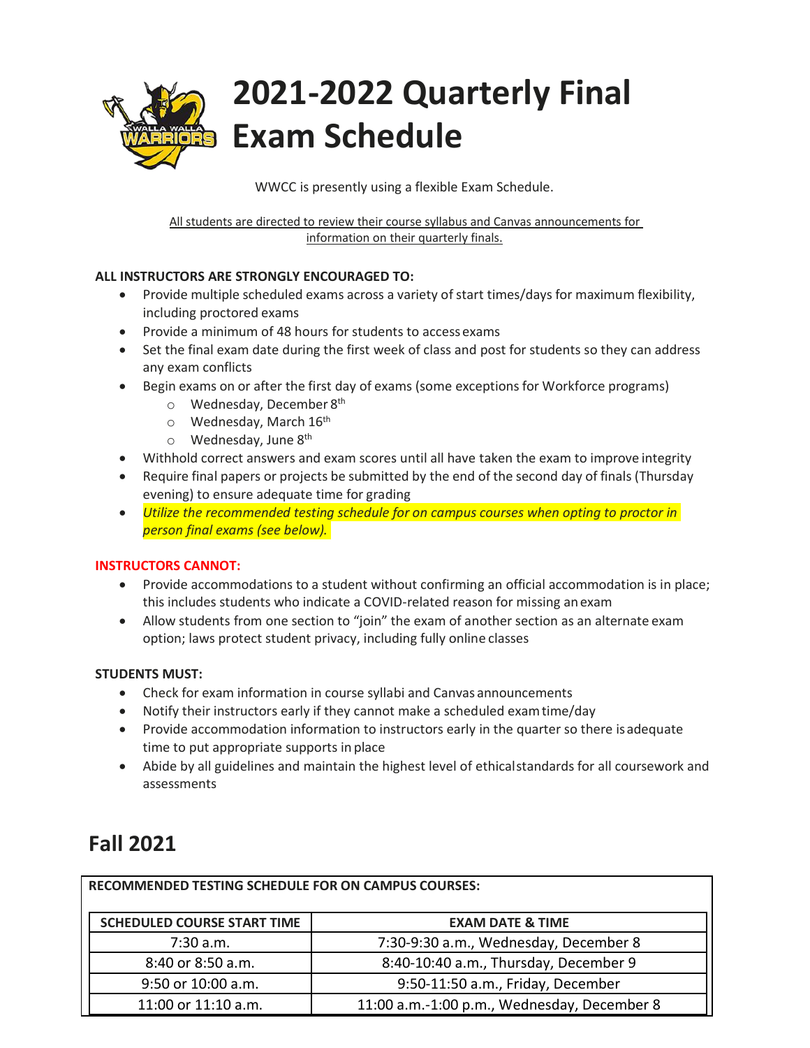# 2021-2022 Quarterly Final Exam Schedule

WWCC is presently using a flexible Exam Schedule.

All students are directed to review their course syllabus and Canvas announcements for information on their quarterly finals.

**ALL INSTRUCTORS ARE STRONGLY ENCOURAGED TO:**

- Provide multiple scheduled exams across a variety of start times/days for maximum flexibility, including proctored exams
- Provide a minimum of 48 hours for students to access exams
- Set the final exam date during the first week of class and post for students so they can address any exam conflicts
- Begin exams on or after the first day of exams (some exceptions for Workforce programs)
  - Wednesday, December 8th
  - Wednesday, March 16th
  - Wednesday, June 8th
- Withhold correct answers and exam scores until all have taken the exam to improve integrity
- Require final papers or projects be submitted by the end of the second day of finals (Thursday evening) to ensure adequate time for grading
- *Utilize the recommended testing schedule for on campus courses when opting to proctor in person final exams (see below).*

**INSTRUCTORS CANNOT:**

- Provide accommodations to a student without confirming an official accommodation is in place; this includes students who indicate a COVID-related reason for missing an exam
- Allow students from one section to "join" the exam of another section as an alternate exam option; laws protect student privacy, including fully online classes

**STUDENTS MUST:**

- Check for exam information in course syllabi and Canvas announcements
- Notify their instructors early if they cannot make a scheduled exam time/day
- Provide accommodation information to instructors early in the quarter so there is adequate time to put appropriate supports in place
- Abide by all guidelines and maintain the highest level of ethical standards for all coursework and assessments

## Fall 2021

**RECOMMENDED TESTING SCHEDULE FOR ON CAMPUS COURSES:**

| SCHEDULED COURSE START TIME | EXAM DATE & TIME |
|---|---|
| 7:30 a.m. | 7:30-9:30 a.m., Wednesday, December 8 |
| 8:40 or 8:50 a.m. | 8:40-10:40 a.m., Thursday, December 9 |
| 9:50 or 10:00 a.m. | 9:50-11:50 a.m., Friday, December |
| 11:00 or 11:10 a.m. | 11:00 a.m.-1:00 p.m., Wednesday, December 8 |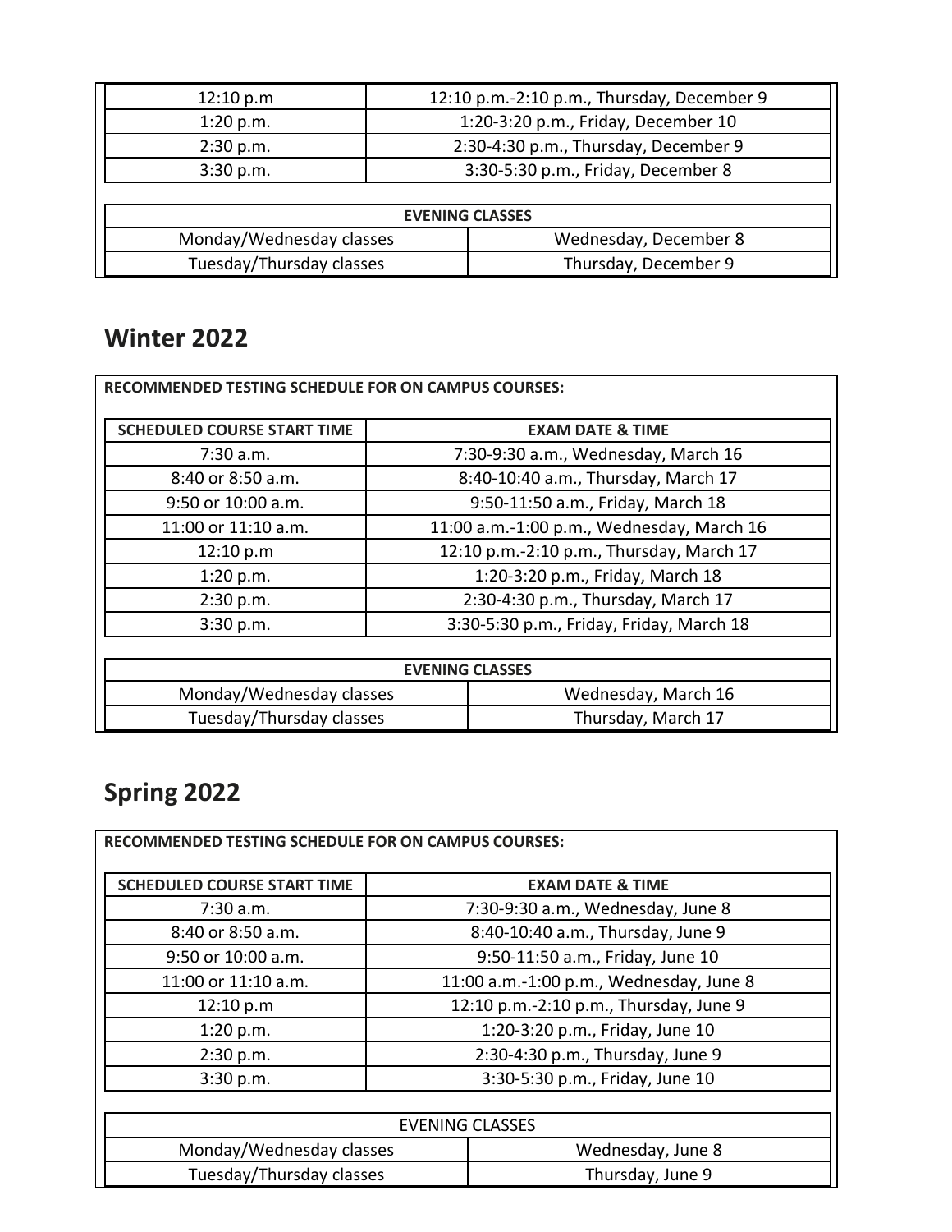| | |
|---|---|
| 12:10 p.m | 12:10 p.m.-2:10 p.m., Thursday, December 9 |
| 1:20 p.m. | 1:20-3:20 p.m., Friday, December 10 |
| 2:30 p.m. | 2:30-4:30 p.m., Thursday, December 9 |
| 3:30 p.m. | 3:30-5:30 p.m., Friday, December 8 |

| EVENING CLASSES | |
|---|---|
| Monday/Wednesday classes | Wednesday, December 8 |
| Tuesday/Thursday classes | Thursday, December 9 |

## Winter 2022

**RECOMMENDED TESTING SCHEDULE FOR ON CAMPUS COURSES:**

| SCHEDULED COURSE START TIME | EXAM DATE & TIME |
|---|---|
| 7:30 a.m. | 7:30-9:30 a.m., Wednesday, March 16 |
| 8:40 or 8:50 a.m. | 8:40-10:40 a.m., Thursday, March 17 |
| 9:50 or 10:00 a.m. | 9:50-11:50 a.m., Friday, March 18 |
| 11:00 or 11:10 a.m. | 11:00 a.m.-1:00 p.m., Wednesday, March 16 |
| 12:10 p.m | 12:10 p.m.-2:10 p.m., Thursday, March 17 |
| 1:20 p.m. | 1:20-3:20 p.m., Friday, March 18 |
| 2:30 p.m. | 2:30-4:30 p.m., Thursday, March 17 |
| 3:30 p.m. | 3:30-5:30 p.m., Friday, Friday, March 18 |

| EVENING CLASSES | |
|---|---|
| Monday/Wednesday classes | Wednesday, March 16 |
| Tuesday/Thursday classes | Thursday, March 17 |

## Spring 2022

**RECOMMENDED TESTING SCHEDULE FOR ON CAMPUS COURSES:**

| SCHEDULED COURSE START TIME | EXAM DATE & TIME |
|---|---|
| 7:30 a.m. | 7:30-9:30 a.m., Wednesday, June 8 |
| 8:40 or 8:50 a.m. | 8:40-10:40 a.m., Thursday, June 9 |
| 9:50 or 10:00 a.m. | 9:50-11:50 a.m., Friday, June 10 |
| 11:00 or 11:10 a.m. | 11:00 a.m.-1:00 p.m., Wednesday, June 8 |
| 12:10 p.m | 12:10 p.m.-2:10 p.m., Thursday, June 9 |
| 1:20 p.m. | 1:20-3:20 p.m., Friday, June 10 |
| 2:30 p.m. | 2:30-4:30 p.m., Thursday, June 9 |
| 3:30 p.m. | 3:30-5:30 p.m., Friday, June 10 |

| EVENING CLASSES | |
|---|---|
| Monday/Wednesday classes | Wednesday, June 8 |
| Tuesday/Thursday classes | Thursday, June 9 |